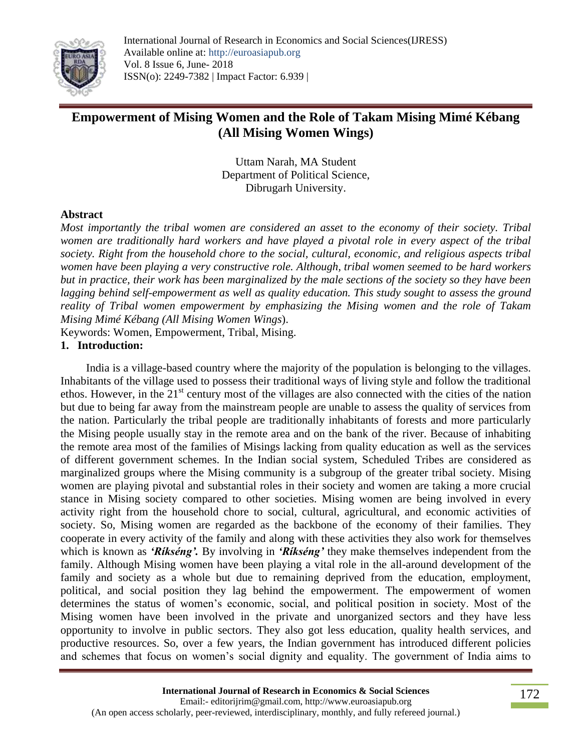# Empowerment of Mising Women and the Role of Takam Mising Mimé Kébang (All Mising Women Wings)

Uttam Narah, MA Student
Department of Political Science,
Dibrugarh University.

## Abstract

*Most importantly the tribal women are considered an asset to the economy of their society. Tribal women are traditionally hard workers and have played a pivotal role in every aspect of the tribal society. Right from the household chore to the social, cultural, economic, and religious aspects tribal women have been playing a very constructive role. Although, tribal women seemed to be hard workers but in practice, their work has been marginalized by the male sections of the society so they have been lagging behind self-empowerment as well as quality education. This study sought to assess the ground reality of Tribal women empowerment by emphasizing the Mising women and the role of Takam Mising Mimé Kébang (All Mising Women Wings*).

Keywords: Women, Empowerment, Tribal, Mising.

## 1. Introduction:

India is a village-based country where the majority of the population is belonging to the villages. Inhabitants of the village used to possess their traditional ways of living style and follow the traditional ethos. However, in the 21st century most of the villages are also connected with the cities of the nation but due to being far away from the mainstream people are unable to assess the quality of services from the nation. Particularly the tribal people are traditionally inhabitants of forests and more particularly the Mising people usually stay in the remote area and on the bank of the river. Because of inhabiting the remote area most of the families of Misings lacking from quality education as well as the services of different government schemes. In the Indian social system, Scheduled Tribes are considered as marginalized groups where the Mising community is a subgroup of the greater tribal society. Mising women are playing pivotal and substantial roles in their society and women are taking a more crucial stance in Mising society compared to other societies. Mising women are being involved in every activity right from the household chore to social, cultural, agricultural, and economic activities of society. So, Mising women are regarded as the backbone of the economy of their families. They cooperate in every activity of the family and along with these activities they also work for themselves which is known as ***'Ríkséng'.*** By involving in ***'Ríkséng'*** they make themselves independent from the family. Although Mising women have been playing a vital role in the all-around development of the family and society as a whole but due to remaining deprived from the education, employment, political, and social position they lag behind the empowerment. The empowerment of women determines the status of women's economic, social, and political position in society. Most of the Mising women have been involved in the private and unorganized sectors and they have less opportunity to involve in public sectors. They also got less education, quality health services, and productive resources. So, over a few years, the Indian government has introduced different policies and schemes that focus on women's social dignity and equality. The government of India aims to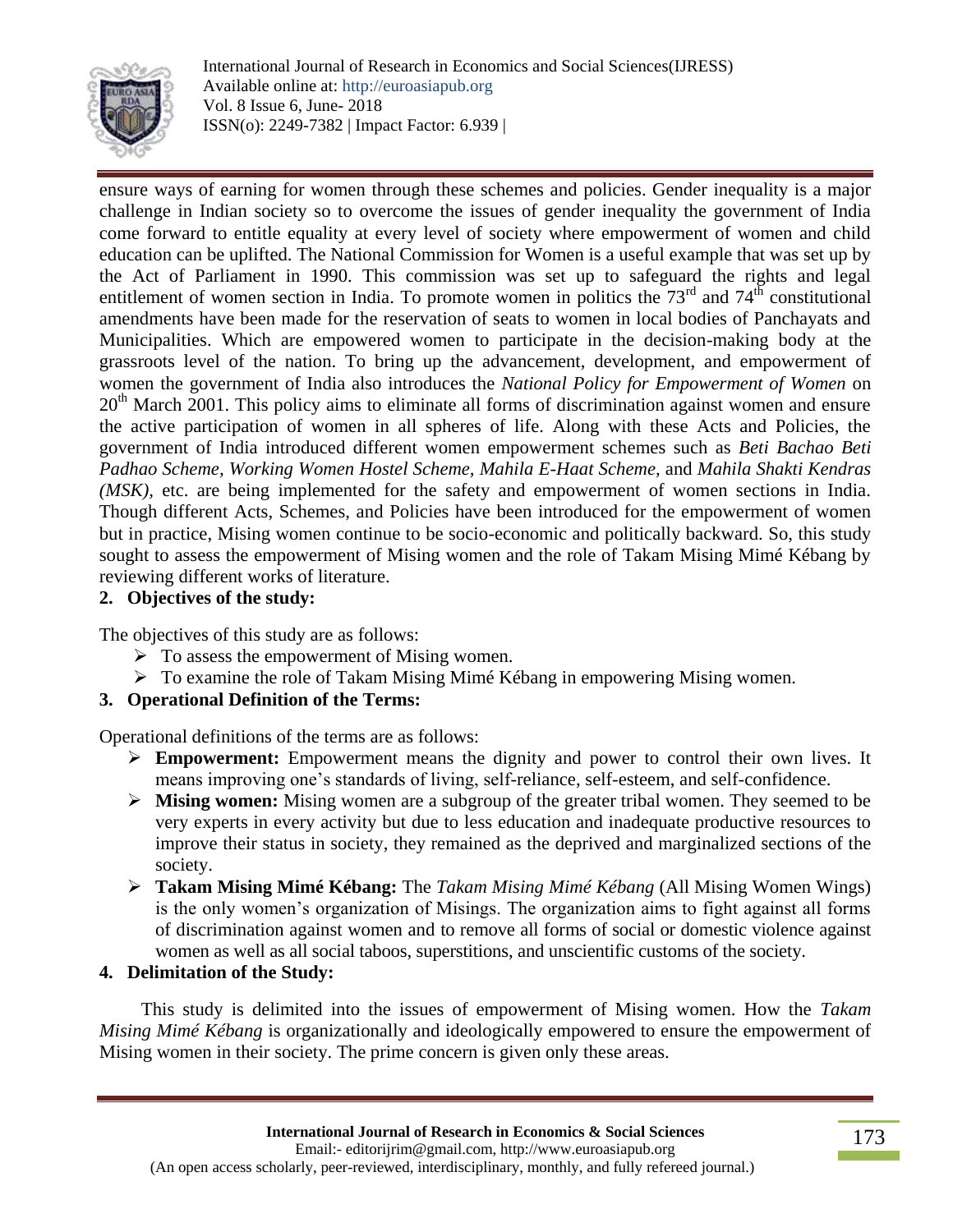ensure ways of earning for women through these schemes and policies. Gender inequality is a major challenge in Indian society so to overcome the issues of gender inequality the government of India come forward to entitle equality at every level of society where empowerment of women and child education can be uplifted. The National Commission for Women is a useful example that was set up by the Act of Parliament in 1990. This commission was set up to safeguard the rights and legal entitlement of women section in India. To promote women in politics the 73rd and 74th constitutional amendments have been made for the reservation of seats to women in local bodies of Panchayats and Municipalities. Which are empowered women to participate in the decision-making body at the grassroots level of the nation. To bring up the advancement, development, and empowerment of women the government of India also introduces the *National Policy for Empowerment of Women* on 20th March 2001. This policy aims to eliminate all forms of discrimination against women and ensure the active participation of women in all spheres of life. Along with these Acts and Policies, the government of India introduced different women empowerment schemes such as *Beti Bachao Beti Padhao Scheme, Working Women Hostel Scheme, Mahila E-Haat Scheme*, and *Mahila Shakti Kendras (MSK)*, etc. are being implemented for the safety and empowerment of women sections in India. Though different Acts, Schemes, and Policies have been introduced for the empowerment of women but in practice, Mising women continue to be socio-economic and politically backward. So, this study sought to assess the empowerment of Mising women and the role of Takam Mising Mimé Kébang by reviewing different works of literature.

## 2. Objectives of the study:

The objectives of this study are as follows:

- To assess the empowerment of Mising women.
- To examine the role of Takam Mising Mimé Kébang in empowering Mising women.

## 3. Operational Definition of the Terms:

Operational definitions of the terms are as follows:

- **Empowerment:** Empowerment means the dignity and power to control their own lives. It means improving one's standards of living, self-reliance, self-esteem, and self-confidence.
- **Mising women:** Mising women are a subgroup of the greater tribal women. They seemed to be very experts in every activity but due to less education and inadequate productive resources to improve their status in society, they remained as the deprived and marginalized sections of the society.
- **Takam Mising Mimé Kébang:** The *Takam Mising Mimé Kébang* (All Mising Women Wings) is the only women's organization of Misings. The organization aims to fight against all forms of discrimination against women and to remove all forms of social or domestic violence against women as well as all social taboos, superstitions, and unscientific customs of the society.

## 4. Delimitation of the Study:

This study is delimited into the issues of empowerment of Mising women. How the *Takam Mising Mimé Kébang* is organizationally and ideologically empowered to ensure the empowerment of Mising women in their society. The prime concern is given only these areas.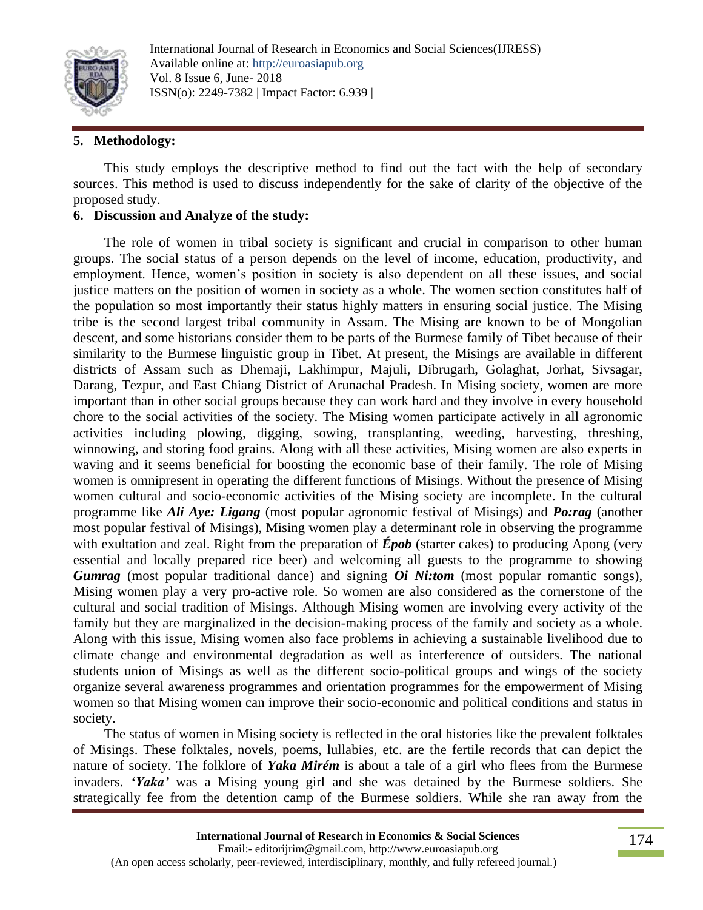## 5. Methodology:

This study employs the descriptive method to find out the fact with the help of secondary sources. This method is used to discuss independently for the sake of clarity of the objective of the proposed study.

## 6. Discussion and Analyze of the study:

The role of women in tribal society is significant and crucial in comparison to other human groups. The social status of a person depends on the level of income, education, productivity, and employment. Hence, women's position in society is also dependent on all these issues, and social justice matters on the position of women in society as a whole. The women section constitutes half of the population so most importantly their status highly matters in ensuring social justice. The Mising tribe is the second largest tribal community in Assam. The Mising are known to be of Mongolian descent, and some historians consider them to be parts of the Burmese family of Tibet because of their similarity to the Burmese linguistic group in Tibet. At present, the Misings are available in different districts of Assam such as Dhemaji, Lakhimpur, Majuli, Dibrugarh, Golaghat, Jorhat, Sivsagar, Darang, Tezpur, and East Chiang District of Arunachal Pradesh. In Mising society, women are more important than in other social groups because they can work hard and they involve in every household chore to the social activities of the society. The Mising women participate actively in all agronomic activities including plowing, digging, sowing, transplanting, weeding, harvesting, threshing, winnowing, and storing food grains. Along with all these activities, Mising women are also experts in waving and it seems beneficial for boosting the economic base of their family. The role of Mising women is omnipresent in operating the different functions of Misings. Without the presence of Mising women cultural and socio-economic activities of the Mising society are incomplete. In the cultural programme like ***Ali Aye: Ligang*** (most popular agronomic festival of Misings) and ***Po:rag*** (another most popular festival of Misings), Mising women play a determinant role in observing the programme with exultation and zeal. Right from the preparation of ***Épob*** (starter cakes) to producing Apong (very essential and locally prepared rice beer) and welcoming all guests to the programme to showing ***Gumrag*** (most popular traditional dance) and signing ***Oi Ni:tom*** (most popular romantic songs), Mising women play a very pro-active role. So women are also considered as the cornerstone of the cultural and social tradition of Misings. Although Mising women are involving every activity of the family but they are marginalized in the decision-making process of the family and society as a whole. Along with this issue, Mising women also face problems in achieving a sustainable livelihood due to climate change and environmental degradation as well as interference of outsiders. The national students union of Misings as well as the different socio-political groups and wings of the society organize several awareness programmes and orientation programmes for the empowerment of Mising women so that Mising women can improve their socio-economic and political conditions and status in society.

The status of women in Mising society is reflected in the oral histories like the prevalent folktales of Misings. These folktales, novels, poems, lullabies, etc. are the fertile records that can depict the nature of society. The folklore of ***Yaka Mirém*** is about a tale of a girl who flees from the Burmese invaders. ***'Yaka'*** was a Mising young girl and she was detained by the Burmese soldiers. She strategically fee from the detention camp of the Burmese soldiers. While she ran away from the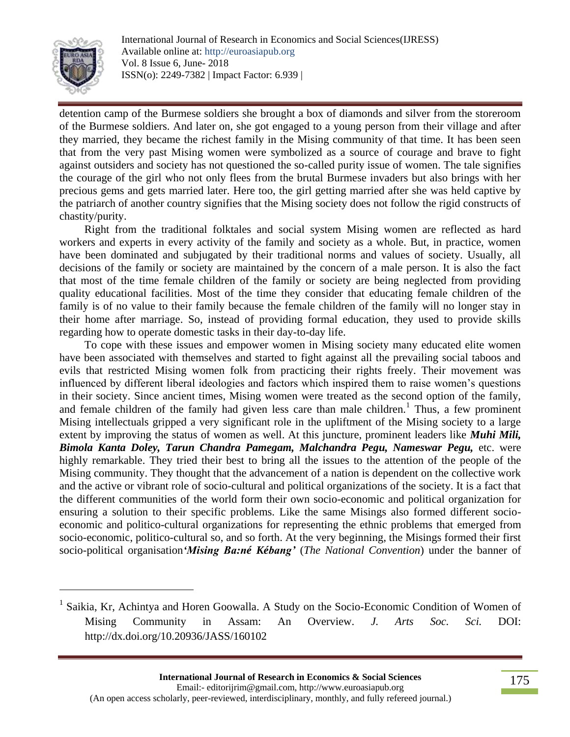detention camp of the Burmese soldiers she brought a box of diamonds and silver from the storeroom of the Burmese soldiers. And later on, she got engaged to a young person from their village and after they married, they became the richest family in the Mising community of that time. It has been seen that from the very past Mising women were symbolized as a source of courage and brave to fight against outsiders and society has not questioned the so-called purity issue of women. The tale signifies the courage of the girl who not only flees from the brutal Burmese invaders but also brings with her precious gems and gets married later. Here too, the girl getting married after she was held captive by the patriarch of another country signifies that the Mising society does not follow the rigid constructs of chastity/purity.

Right from the traditional folktales and social system Mising women are reflected as hard workers and experts in every activity of the family and society as a whole. But, in practice, women have been dominated and subjugated by their traditional norms and values of society. Usually, all decisions of the family or society are maintained by the concern of a male person. It is also the fact that most of the time female children of the family or society are being neglected from providing quality educational facilities. Most of the time they consider that educating female children of the family is of no value to their family because the female children of the family will no longer stay in their home after marriage. So, instead of providing formal education, they used to provide skills regarding how to operate domestic tasks in their day-to-day life.

To cope with these issues and empower women in Mising society many educated elite women have been associated with themselves and started to fight against all the prevailing social taboos and evils that restricted Mising women folk from practicing their rights freely. Their movement was influenced by different liberal ideologies and factors which inspired them to raise women's questions in their society. Since ancient times, Mising women were treated as the second option of the family, and female children of the family had given less care than male children.[1] Thus, a few prominent Mising intellectuals gripped a very significant role in the upliftment of the Mising society to a large extent by improving the status of women as well. At this juncture, prominent leaders like ***Muhi Mili, Bimola Kanta Doley, Tarun Chandra Pamegam, Malchandra Pegu, Nameswar Pegu,*** etc. were highly remarkable. They tried their best to bring all the issues to the attention of the people of the Mising community. They thought that the advancement of a nation is dependent on the collective work and the active or vibrant role of socio-cultural and political organizations of the society. It is a fact that the different communities of the world form their own socio-economic and political organization for ensuring a solution to their specific problems. Like the same Misings also formed different socio-economic and politico-cultural organizations for representing the ethnic problems that emerged from socio-economic, politico-cultural so, and so forth. At the very beginning, the Misings formed their first socio-political organisation ***'Mising Ba:né Kébang'*** (*The National Convention*) under the banner of

---

[1] Saikia, Kr, Achintya and Horen Goowalla. A Study on the Socio-Economic Condition of Women of Mising Community in Assam: An Overview. *J. Arts Soc. Sci.* DOI: http://dx.doi.org/10.20936/JASS/160102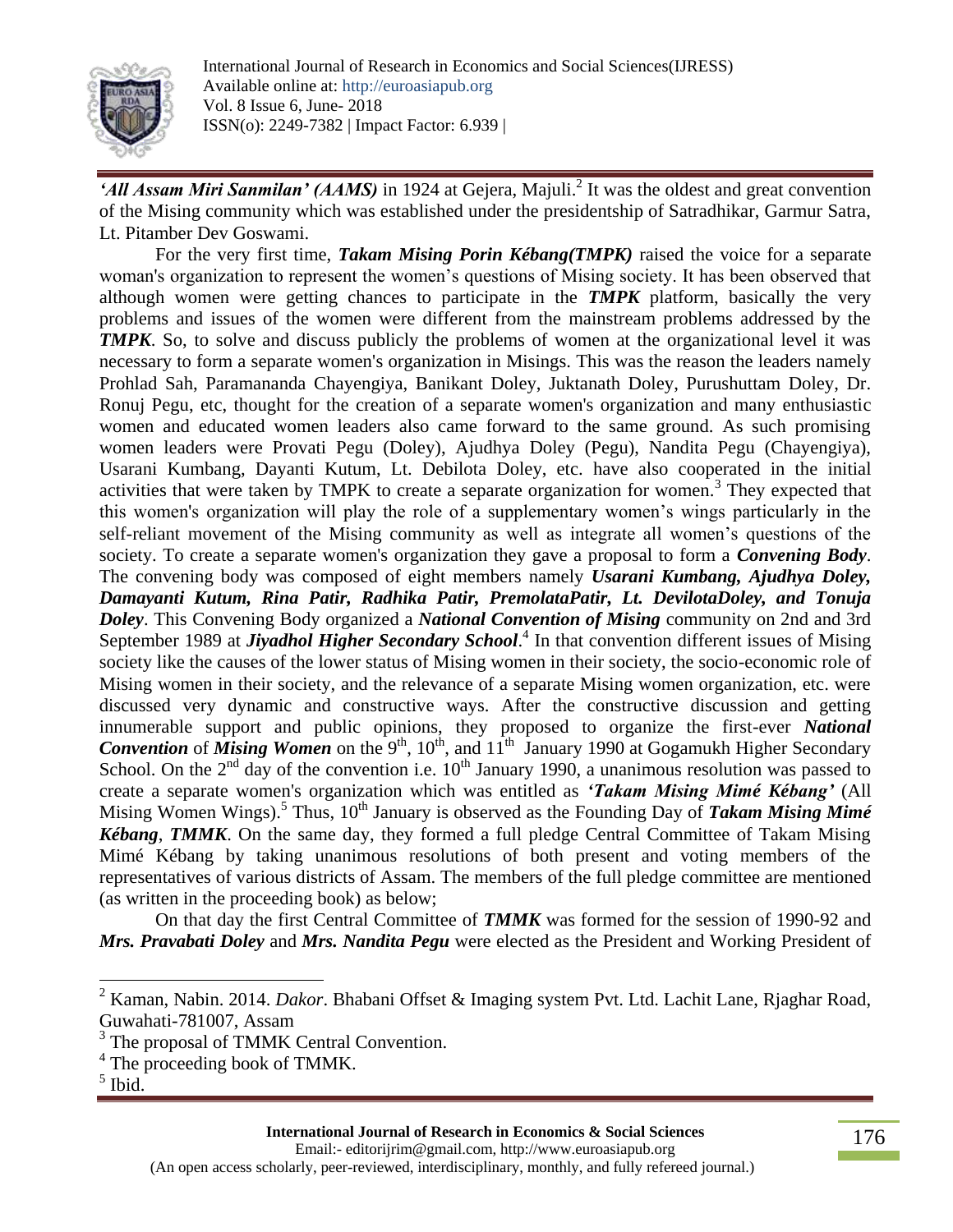***'All Assam Miri Sanmilan' (AAMS)*** in 1924 at Gejera, Majuli.[2] It was the oldest and great convention of the Mising community which was established under the presidentship of Satradhikar, Garmur Satra, Lt. Pitamber Dev Goswami.

For the very first time, ***Takam Mising Porin Kébang(TMPK)*** raised the voice for a separate woman's organization to represent the women's questions of Mising society. It has been observed that although women were getting chances to participate in the ***TMPK*** platform, basically the very problems and issues of the women were different from the mainstream problems addressed by the ***TMPK***. So, to solve and discuss publicly the problems of women at the organizational level it was necessary to form a separate women's organization in Misings. This was the reason the leaders namely Prohlad Sah, Paramananda Chayengiya, Banikant Doley, Juktanath Doley, Purushuttam Doley, Dr. Ronuj Pegu, etc, thought for the creation of a separate women's organization and many enthusiastic women and educated women leaders also came forward to the same ground. As such promising women leaders were Provati Pegu (Doley), Ajudhya Doley (Pegu), Nandita Pegu (Chayengiya), Usarani Kumbang, Dayanti Kutum, Lt. Debilota Doley, etc. have also cooperated in the initial activities that were taken by TMPK to create a separate organization for women.[3] They expected that this women's organization will play the role of a supplementary women's wings particularly in the self-reliant movement of the Mising community as well as integrate all women's questions of the society. To create a separate women's organization they gave a proposal to form a ***Convening Body***. The convening body was composed of eight members namely ***Usarani Kumbang, Ajudhya Doley, Damayanti Kutum, Rina Patir, Radhika Patir, PremolataPatir, Lt. DevilotaDoley, and Tonuja Doley***. This Convening Body organized a ***National Convention of Mising*** community on 2nd and 3rd September 1989 at ***Jiyadhol Higher Secondary School***.[4] In that convention different issues of Mising society like the causes of the lower status of Mising women in their society, the socio-economic role of Mising women in their society, and the relevance of a separate Mising women organization, etc. were discussed very dynamic and constructive ways. After the constructive discussion and getting innumerable support and public opinions, they proposed to organize the first-ever ***National Convention*** of ***Mising Women*** on the 9th, 10th, and 11th January 1990 at Gogamukh Higher Secondary School. On the 2nd day of the convention i.e. 10th January 1990, a unanimous resolution was passed to create a separate women's organization which was entitled as ***'Takam Mising Mimé Kébang'*** (All Mising Women Wings).[5] Thus, 10th January is observed as the Founding Day of ***Takam Mising Mimé Kébang***, ***TMMK***. On the same day, they formed a full pledge Central Committee of Takam Mising Mimé Kébang by taking unanimous resolutions of both present and voting members of the representatives of various districts of Assam. The members of the full pledge committee are mentioned (as written in the proceeding book) as below;

On that day the first Central Committee of ***TMMK*** was formed for the session of 1990-92 and ***Mrs. Pravabati Doley*** and ***Mrs. Nandita Pegu*** were elected as the President and Working President of

---

[2] Kaman, Nabin. 2014. *Dakor*. Bhabani Offset & Imaging system Pvt. Ltd. Lachit Lane, Rjaghar Road, Guwahati-781007, Assam

[3] The proposal of TMMK Central Convention.

[4] The proceeding book of TMMK.

[5] Ibid.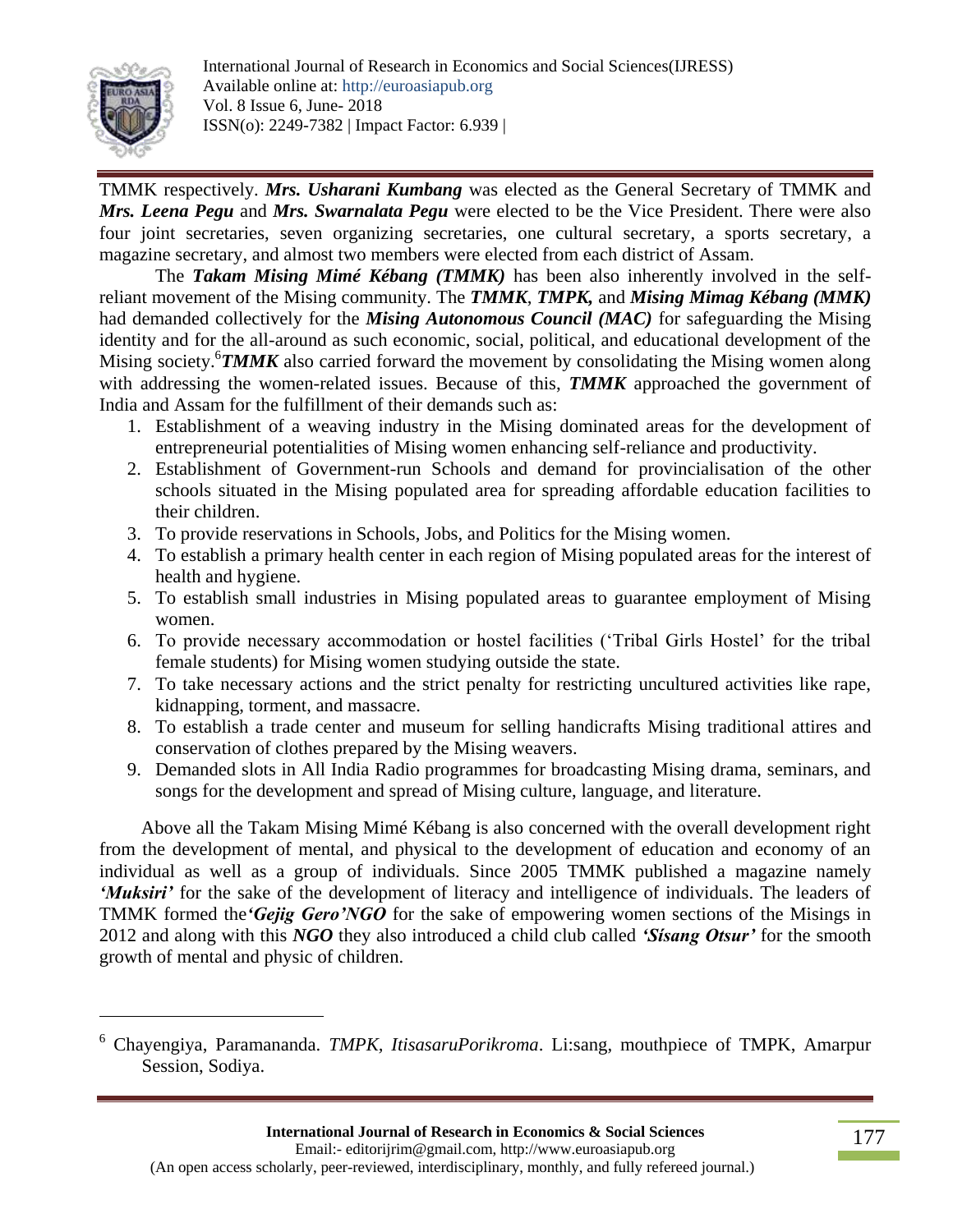TMMK respectively. ***Mrs. Usharani Kumbang*** was elected as the General Secretary of TMMK and ***Mrs. Leena Pegu*** and ***Mrs. Swarnalata Pegu*** were elected to be the Vice President. There were also four joint secretaries, seven organizing secretaries, one cultural secretary, a sports secretary, a magazine secretary, and almost two members were elected from each district of Assam.

The ***Takam Mising Mimé Kébang (TMMK)*** has been also inherently involved in the self-reliant movement of the Mising community. The ***TMMK***, ***TMPK,*** and ***Mising Mimag Kébang (MMK)*** had demanded collectively for the ***Mising Autonomous Council (MAC)*** for safeguarding the Mising identity and for the all-around as such economic, social, political, and educational development of the Mising society.[6] ***TMMK*** also carried forward the movement by consolidating the Mising women along with addressing the women-related issues. Because of this, ***TMMK*** approached the government of India and Assam for the fulfillment of their demands such as:

1. Establishment of a weaving industry in the Mising dominated areas for the development of entrepreneurial potentialities of Mising women enhancing self-reliance and productivity.
2. Establishment of Government-run Schools and demand for provincialisation of the other schools situated in the Mising populated area for spreading affordable education facilities to their children.
3. To provide reservations in Schools, Jobs, and Politics for the Mising women.
4. To establish a primary health center in each region of Mising populated areas for the interest of health and hygiene.
5. To establish small industries in Mising populated areas to guarantee employment of Mising women.
6. To provide necessary accommodation or hostel facilities ('Tribal Girls Hostel' for the tribal female students) for Mising women studying outside the state.
7. To take necessary actions and the strict penalty for restricting uncultured activities like rape, kidnapping, torment, and massacre.
8. To establish a trade center and museum for selling handicrafts Mising traditional attires and conservation of clothes prepared by the Mising weavers.
9. Demanded slots in All India Radio programmes for broadcasting Mising drama, seminars, and songs for the development and spread of Mising culture, language, and literature.

Above all the Takam Mising Mimé Kébang is also concerned with the overall development right from the development of mental, and physical to the development of education and economy of an individual as well as a group of individuals. Since 2005 TMMK published a magazine namely ***'Muksiri'*** for the sake of the development of literacy and intelligence of individuals. The leaders of TMMK formed the ***'Gejig Gero'NGO*** for the sake of empowering women sections of the Misings in 2012 and along with this ***NGO*** they also introduced a child club called ***'Sísang Otsur'*** for the smooth growth of mental and physic of children.

---

[6] Chayengiya, Paramananda. *TMPK, ItisasaruPorikroma*. Li:sang, mouthpiece of TMPK, Amarpur Session, Sodiya.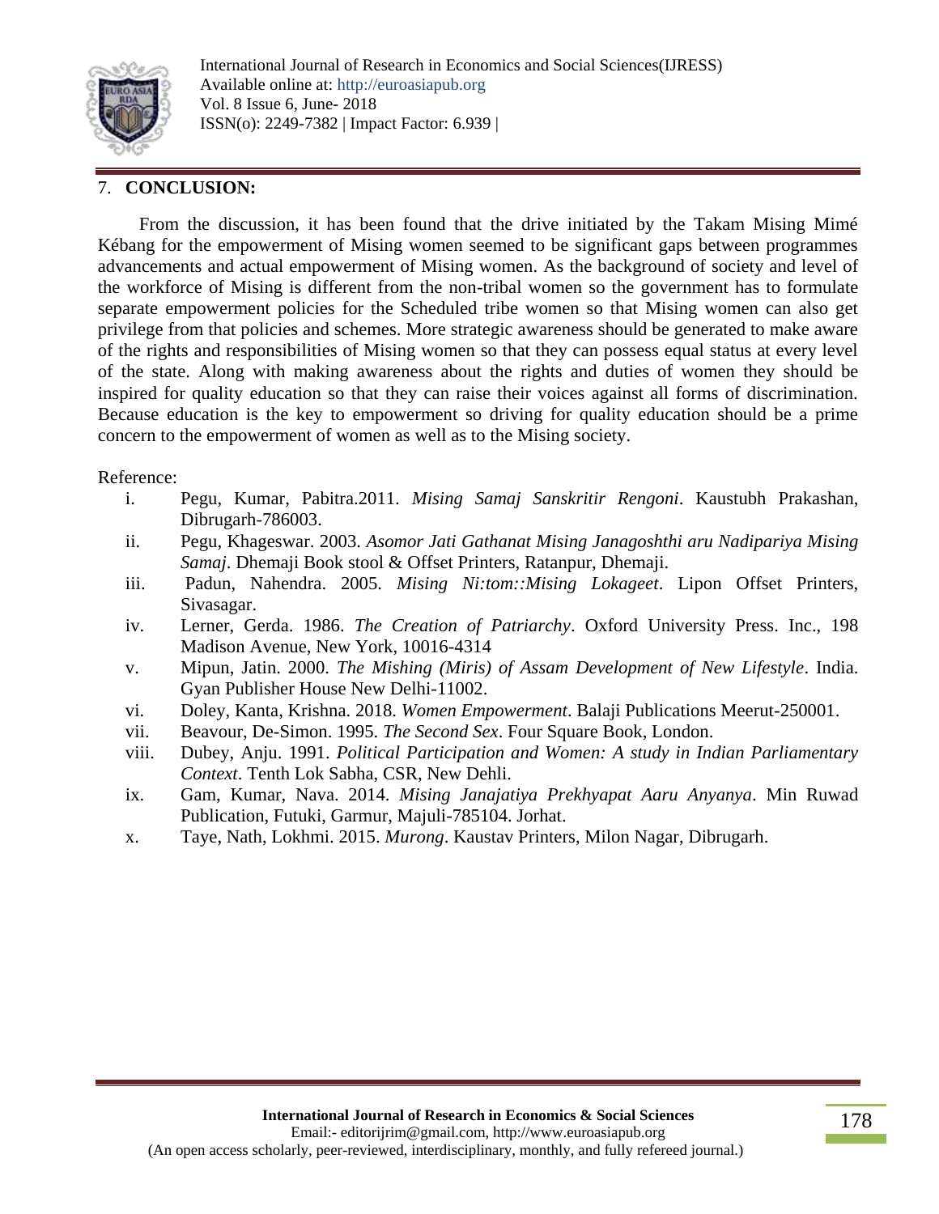## 7. CONCLUSION:

From the discussion, it has been found that the drive initiated by the Takam Mising Mimé Kébang for the empowerment of Mising women seemed to be significant gaps between programmes advancements and actual empowerment of Mising women. As the background of society and level of the workforce of Mising is different from the non-tribal women so the government has to formulate separate empowerment policies for the Scheduled tribe women so that Mising women can also get privilege from that policies and schemes. More strategic awareness should be generated to make aware of the rights and responsibilities of Mising women so that they can possess equal status at every level of the state. Along with making awareness about the rights and duties of women they should be inspired for quality education so that they can raise their voices against all forms of discrimination. Because education is the key to empowerment so driving for quality education should be a prime concern to the empowerment of women as well as to the Mising society.

Reference:

i. Pegu, Kumar, Pabitra.2011. *Mising Samaj Sanskritir Rengoni*. Kaustubh Prakashan, Dibrugarh-786003.

ii. Pegu, Khageswar. 2003. *Asomor Jati Gathanat Mising Janagoshthi aru Nadipariya Mising Samaj*. Dhemaji Book stool & Offset Printers, Ratanpur, Dhemaji.

iii. Padun, Nahendra. 2005. *Mising Ni:tom::Mising Lokageet*. Lipon Offset Printers, Sivasagar.

iv. Lerner, Gerda. 1986. *The Creation of Patriarchy*. Oxford University Press. Inc., 198 Madison Avenue, New York, 10016-4314

v. Mipun, Jatin. 2000. *The Mishing (Miris) of Assam Development of New Lifestyle*. India. Gyan Publisher House New Delhi-11002.

vi. Doley, Kanta, Krishna. 2018. *Women Empowerment*. Balaji Publications Meerut-250001.

vii. Beavour, De-Simon. 1995. *The Second Sex*. Four Square Book, London.

viii. Dubey, Anju. 1991. *Political Participation and Women: A study in Indian Parliamentary Context*. Tenth Lok Sabha, CSR, New Dehli.

ix. Gam, Kumar, Nava. 2014. *Mising Janajatiya Prekhyapat Aaru Anyanya*. Min Ruwad Publication, Futuki, Garmur, Majuli-785104. Jorhat.

x. Taye, Nath, Lokhmi. 2015. *Murong*. Kaustav Printers, Milon Nagar, Dibrugarh.